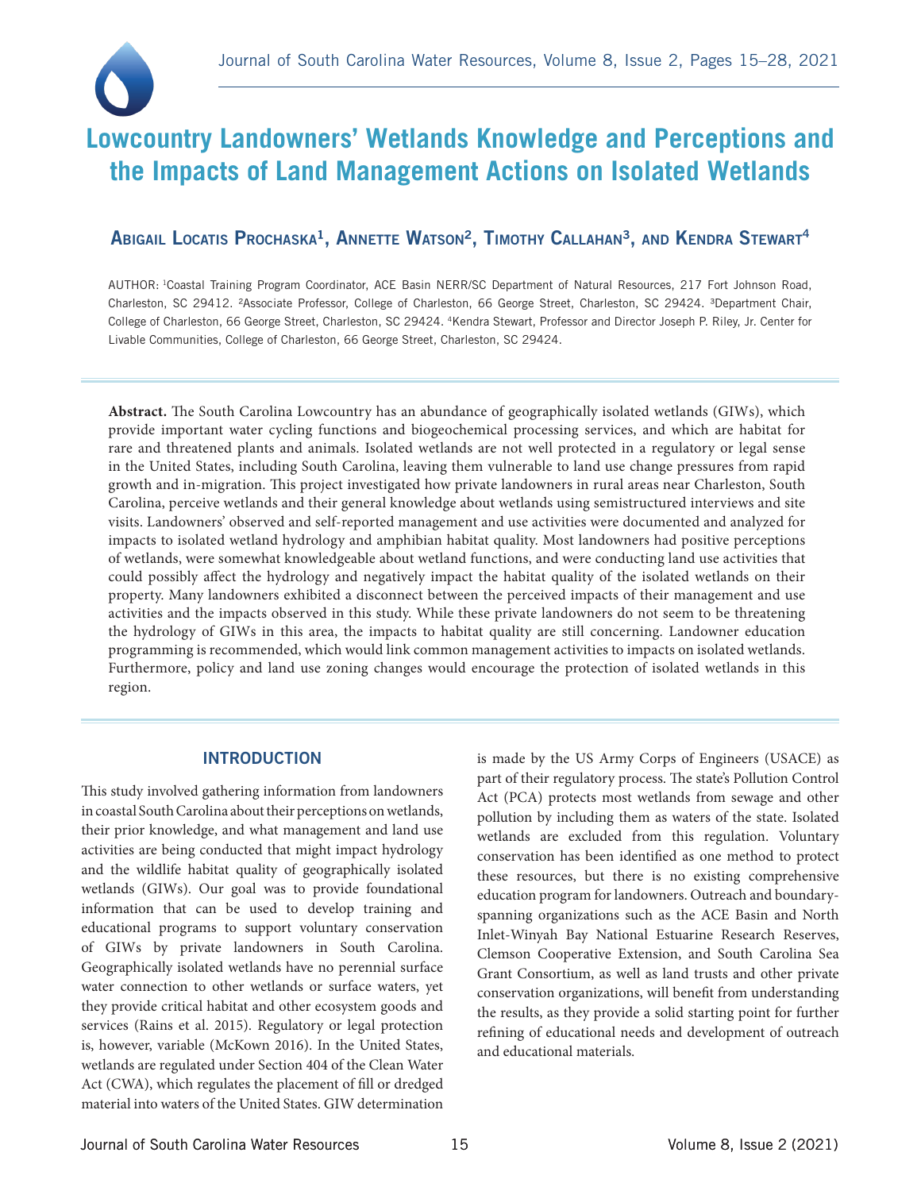# Lowcountry Landowners' Wetlands Knowledge and Perceptions and the Impacts of Land Management Actions on Isolated Wetlands

### Abigail Locatis Prochaska[1], Annette Watson[2], Timothy Callahan[3], and Kendra Stewart[4]

AUTHOR: [1]Coastal Training Program Coordinator, ACE Basin NERR/SC Department of Natural Resources, 217 Fort Johnson Road, Charleston, SC 29412. [2]Associate Professor, College of Charleston, 66 George Street, Charleston, SC 29424. [3]Department Chair, College of Charleston, 66 George Street, Charleston, SC 29424. [4]Kendra Stewart, Professor and Director Joseph P. Riley, Jr. Center for Livable Communities, College of Charleston, 66 George Street, Charleston, SC 29424.

**Abstract.** The South Carolina Lowcountry has an abundance of geographically isolated wetlands (GIWs), which provide important water cycling functions and biogeochemical processing services, and which are habitat for rare and threatened plants and animals. Isolated wetlands are not well protected in a regulatory or legal sense in the United States, including South Carolina, leaving them vulnerable to land use change pressures from rapid growth and in-migration. This project investigated how private landowners in rural areas near Charleston, South Carolina, perceive wetlands and their general knowledge about wetlands using semistructured interviews and site visits. Landowners' observed and self-reported management and use activities were documented and analyzed for impacts to isolated wetland hydrology and amphibian habitat quality. Most landowners had positive perceptions of wetlands, were somewhat knowledgeable about wetland functions, and were conducting land use activities that could possibly affect the hydrology and negatively impact the habitat quality of the isolated wetlands on their property. Many landowners exhibited a disconnect between the perceived impacts of their management and use activities and the impacts observed in this study. While these private landowners do not seem to be threatening the hydrology of GIWs in this area, the impacts to habitat quality are still concerning. Landowner education programming is recommended, which would link common management activities to impacts on isolated wetlands. Furthermore, policy and land use zoning changes would encourage the protection of isolated wetlands in this region.

## INTRODUCTION

This study involved gathering information from landowners in coastal South Carolina about their perceptions on wetlands, their prior knowledge, and what management and land use activities are being conducted that might impact hydrology and the wildlife habitat quality of geographically isolated wetlands (GIWs). Our goal was to provide foundational information that can be used to develop training and educational programs to support voluntary conservation of GIWs by private landowners in South Carolina. Geographically isolated wetlands have no perennial surface water connection to other wetlands or surface waters, yet they provide critical habitat and other ecosystem goods and services (Rains et al. 2015). Regulatory or legal protection is, however, variable (McKown 2016). In the United States, wetlands are regulated under Section 404 of the Clean Water Act (CWA), which regulates the placement of fill or dredged material into waters of the United States. GIW determination is made by the US Army Corps of Engineers (USACE) as part of their regulatory process. The state's Pollution Control Act (PCA) protects most wetlands from sewage and other pollution by including them as waters of the state. Isolated wetlands are excluded from this regulation. Voluntary conservation has been identified as one method to protect these resources, but there is no existing comprehensive education program for landowners. Outreach and boundary-spanning organizations such as the ACE Basin and North Inlet-Winyah Bay National Estuarine Research Reserves, Clemson Cooperative Extension, and South Carolina Sea Grant Consortium, as well as land trusts and other private conservation organizations, will benefit from understanding the results, as they provide a solid starting point for further refining of educational needs and development of outreach and educational materials.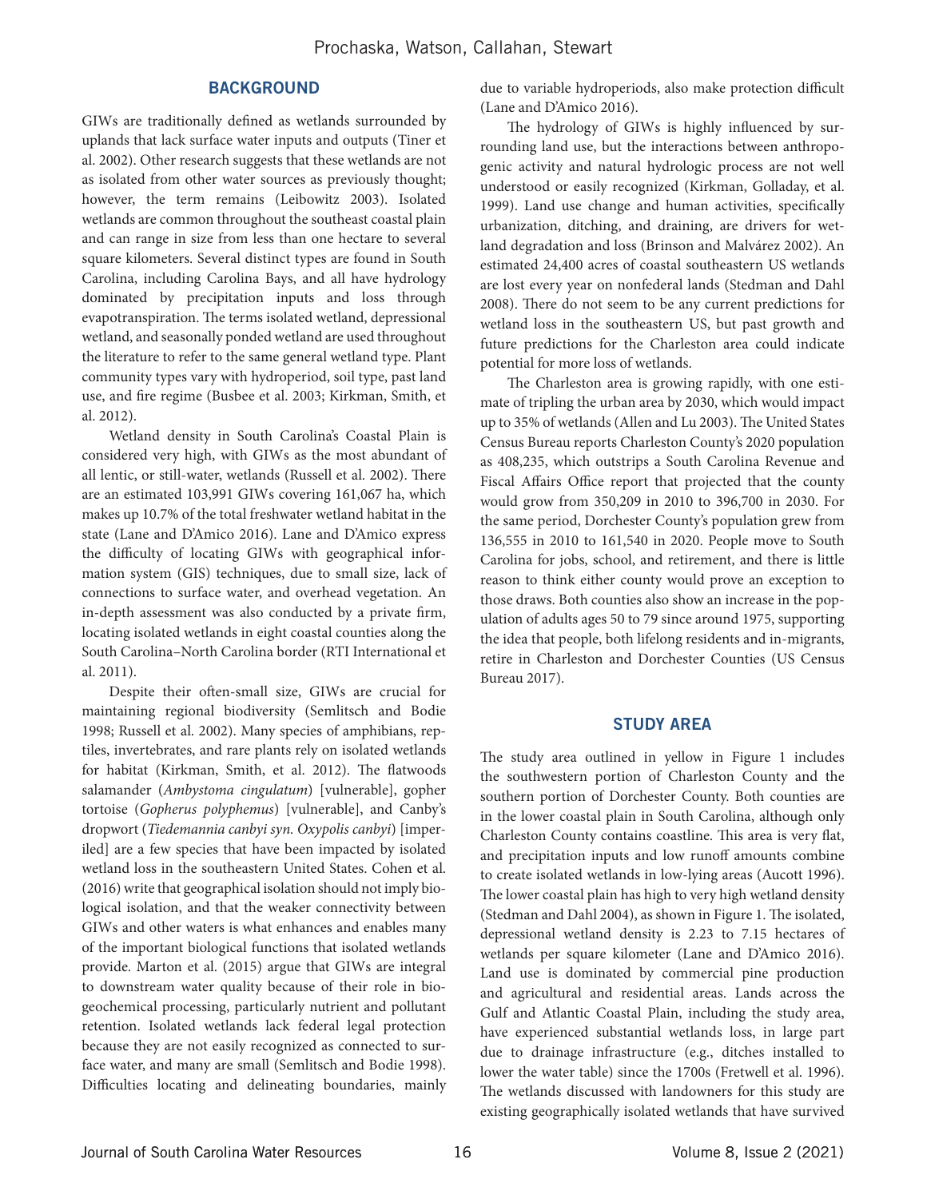## BACKGROUND

GIWs are traditionally defined as wetlands surrounded by uplands that lack surface water inputs and outputs (Tiner et al. 2002). Other research suggests that these wetlands are not as isolated from other water sources as previously thought; however, the term remains (Leibowitz 2003). Isolated wetlands are common throughout the southeast coastal plain and can range in size from less than one hectare to several square kilometers. Several distinct types are found in South Carolina, including Carolina Bays, and all have hydrology dominated by precipitation inputs and loss through evapotranspiration. The terms isolated wetland, depressional wetland, and seasonally ponded wetland are used throughout the literature to refer to the same general wetland type. Plant community types vary with hydroperiod, soil type, past land use, and fire regime (Busbee et al. 2003; Kirkman, Smith, et al. 2012).

Wetland density in South Carolina's Coastal Plain is considered very high, with GIWs as the most abundant of all lentic, or still-water, wetlands (Russell et al. 2002). There are an estimated 103,991 GIWs covering 161,067 ha, which makes up 10.7% of the total freshwater wetland habitat in the state (Lane and D'Amico 2016). Lane and D'Amico express the difficulty of locating GIWs with geographical information system (GIS) techniques, due to small size, lack of connections to surface water, and overhead vegetation. An in-depth assessment was also conducted by a private firm, locating isolated wetlands in eight coastal counties along the South Carolina–North Carolina border (RTI International et al. 2011).

Despite their often-small size, GIWs are crucial for maintaining regional biodiversity (Semlitsch and Bodie 1998; Russell et al. 2002). Many species of amphibians, reptiles, invertebrates, and rare plants rely on isolated wetlands for habitat (Kirkman, Smith, et al. 2012). The flatwoods salamander (*Ambystoma cingulatum*) [vulnerable], gopher tortoise (*Gopherus polyphemus*) [vulnerable], and Canby's dropwort (*Tiedemannia canbyi syn. Oxypolis canbyi*) [imperiled] are a few species that have been impacted by isolated wetland loss in the southeastern United States. Cohen et al. (2016) write that geographical isolation should not imply biological isolation, and that the weaker connectivity between GIWs and other waters is what enhances and enables many of the important biological functions that isolated wetlands provide. Marton et al. (2015) argue that GIWs are integral to downstream water quality because of their role in biogeochemical processing, particularly nutrient and pollutant retention. Isolated wetlands lack federal legal protection because they are not easily recognized as connected to surface water, and many are small (Semlitsch and Bodie 1998). Difficulties locating and delineating boundaries, mainly due to variable hydroperiods, also make protection difficult (Lane and D'Amico 2016).

The hydrology of GIWs is highly influenced by surrounding land use, but the interactions between anthropogenic activity and natural hydrologic process are not well understood or easily recognized (Kirkman, Golladay, et al. 1999). Land use change and human activities, specifically urbanization, ditching, and draining, are drivers for wetland degradation and loss (Brinson and Malvárez 2002). An estimated 24,400 acres of coastal southeastern US wetlands are lost every year on nonfederal lands (Stedman and Dahl 2008). There do not seem to be any current predictions for wetland loss in the southeastern US, but past growth and future predictions for the Charleston area could indicate potential for more loss of wetlands.

The Charleston area is growing rapidly, with one estimate of tripling the urban area by 2030, which would impact up to 35% of wetlands (Allen and Lu 2003). The United States Census Bureau reports Charleston County's 2020 population as 408,235, which outstrips a South Carolina Revenue and Fiscal Affairs Office report that projected that the county would grow from 350,209 in 2010 to 396,700 in 2030. For the same period, Dorchester County's population grew from 136,555 in 2010 to 161,540 in 2020. People move to South Carolina for jobs, school, and retirement, and there is little reason to think either county would prove an exception to those draws. Both counties also show an increase in the population of adults ages 50 to 79 since around 1975, supporting the idea that people, both lifelong residents and in-migrants, retire in Charleston and Dorchester Counties (US Census Bureau 2017).

## STUDY AREA

The study area outlined in yellow in Figure 1 includes the southwestern portion of Charleston County and the southern portion of Dorchester County. Both counties are in the lower coastal plain in South Carolina, although only Charleston County contains coastline. This area is very flat, and precipitation inputs and low runoff amounts combine to create isolated wetlands in low-lying areas (Aucott 1996). The lower coastal plain has high to very high wetland density (Stedman and Dahl 2004), as shown in Figure 1. The isolated, depressional wetland density is 2.23 to 7.15 hectares of wetlands per square kilometer (Lane and D'Amico 2016). Land use is dominated by commercial pine production and agricultural and residential areas. Lands across the Gulf and Atlantic Coastal Plain, including the study area, have experienced substantial wetlands loss, in large part due to drainage infrastructure (e.g., ditches installed to lower the water table) since the 1700s (Fretwell et al. 1996). The wetlands discussed with landowners for this study are existing geographically isolated wetlands that have survived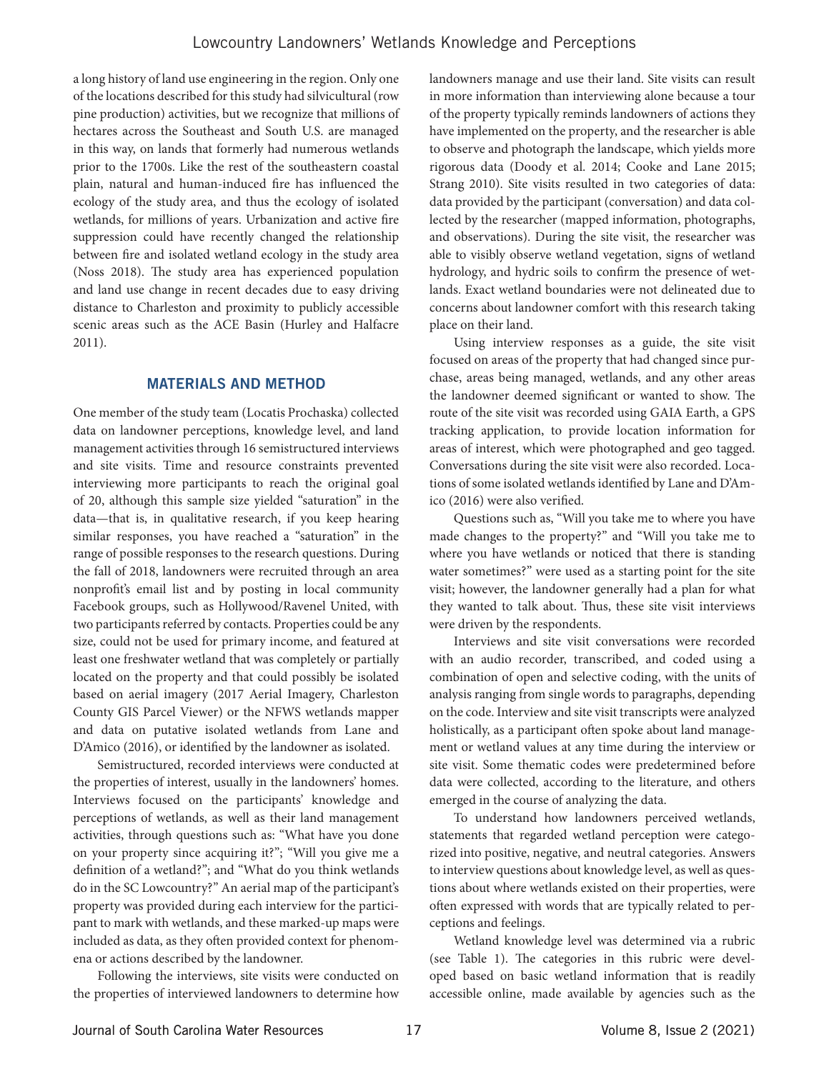a long history of land use engineering in the region. Only one of the locations described for this study had silvicultural (row pine production) activities, but we recognize that millions of hectares across the Southeast and South U.S. are managed in this way, on lands that formerly had numerous wetlands prior to the 1700s. Like the rest of the southeastern coastal plain, natural and human-induced fire has influenced the ecology of the study area, and thus the ecology of isolated wetlands, for millions of years. Urbanization and active fire suppression could have recently changed the relationship between fire and isolated wetland ecology in the study area (Noss 2018). The study area has experienced population and land use change in recent decades due to easy driving distance to Charleston and proximity to publicly accessible scenic areas such as the ACE Basin (Hurley and Halfacre 2011).

## MATERIALS AND METHOD

One member of the study team (Locatis Prochaska) collected data on landowner perceptions, knowledge level, and land management activities through 16 semistructured interviews and site visits. Time and resource constraints prevented interviewing more participants to reach the original goal of 20, although this sample size yielded "saturation" in the data—that is, in qualitative research, if you keep hearing similar responses, you have reached a "saturation" in the range of possible responses to the research questions. During the fall of 2018, landowners were recruited through an area nonprofit's email list and by posting in local community Facebook groups, such as Hollywood/Ravenel United, with two participants referred by contacts. Properties could be any size, could not be used for primary income, and featured at least one freshwater wetland that was completely or partially located on the property and that could possibly be isolated based on aerial imagery (2017 Aerial Imagery, Charleston County GIS Parcel Viewer) or the NFWS wetlands mapper and data on putative isolated wetlands from Lane and D'Amico (2016), or identified by the landowner as isolated.

Semistructured, recorded interviews were conducted at the properties of interest, usually in the landowners' homes. Interviews focused on the participants' knowledge and perceptions of wetlands, as well as their land management activities, through questions such as: "What have you done on your property since acquiring it?"; "Will you give me a definition of a wetland?"; and "What do you think wetlands do in the SC Lowcountry?" An aerial map of the participant's property was provided during each interview for the participant to mark with wetlands, and these marked-up maps were included as data, as they often provided context for phenomena or actions described by the landowner.

Following the interviews, site visits were conducted on the properties of interviewed landowners to determine how landowners manage and use their land. Site visits can result in more information than interviewing alone because a tour of the property typically reminds landowners of actions they have implemented on the property, and the researcher is able to observe and photograph the landscape, which yields more rigorous data (Doody et al. 2014; Cooke and Lane 2015; Strang 2010). Site visits resulted in two categories of data: data provided by the participant (conversation) and data collected by the researcher (mapped information, photographs, and observations). During the site visit, the researcher was able to visibly observe wetland vegetation, signs of wetland hydrology, and hydric soils to confirm the presence of wetlands. Exact wetland boundaries were not delineated due to concerns about landowner comfort with this research taking place on their land.

Using interview responses as a guide, the site visit focused on areas of the property that had changed since purchase, areas being managed, wetlands, and any other areas the landowner deemed significant or wanted to show. The route of the site visit was recorded using GAIA Earth, a GPS tracking application, to provide location information for areas of interest, which were photographed and geo tagged. Conversations during the site visit were also recorded. Locations of some isolated wetlands identified by Lane and D'Amico (2016) were also verified.

Questions such as, "Will you take me to where you have made changes to the property?" and "Will you take me to where you have wetlands or noticed that there is standing water sometimes?" were used as a starting point for the site visit; however, the landowner generally had a plan for what they wanted to talk about. Thus, these site visit interviews were driven by the respondents.

Interviews and site visit conversations were recorded with an audio recorder, transcribed, and coded using a combination of open and selective coding, with the units of analysis ranging from single words to paragraphs, depending on the code. Interview and site visit transcripts were analyzed holistically, as a participant often spoke about land management or wetland values at any time during the interview or site visit. Some thematic codes were predetermined before data were collected, according to the literature, and others emerged in the course of analyzing the data.

To understand how landowners perceived wetlands, statements that regarded wetland perception were categorized into positive, negative, and neutral categories. Answers to interview questions about knowledge level, as well as questions about where wetlands existed on their properties, were often expressed with words that are typically related to perceptions and feelings.

Wetland knowledge level was determined via a rubric (see Table 1). The categories in this rubric were developed based on basic wetland information that is readily accessible online, made available by agencies such as the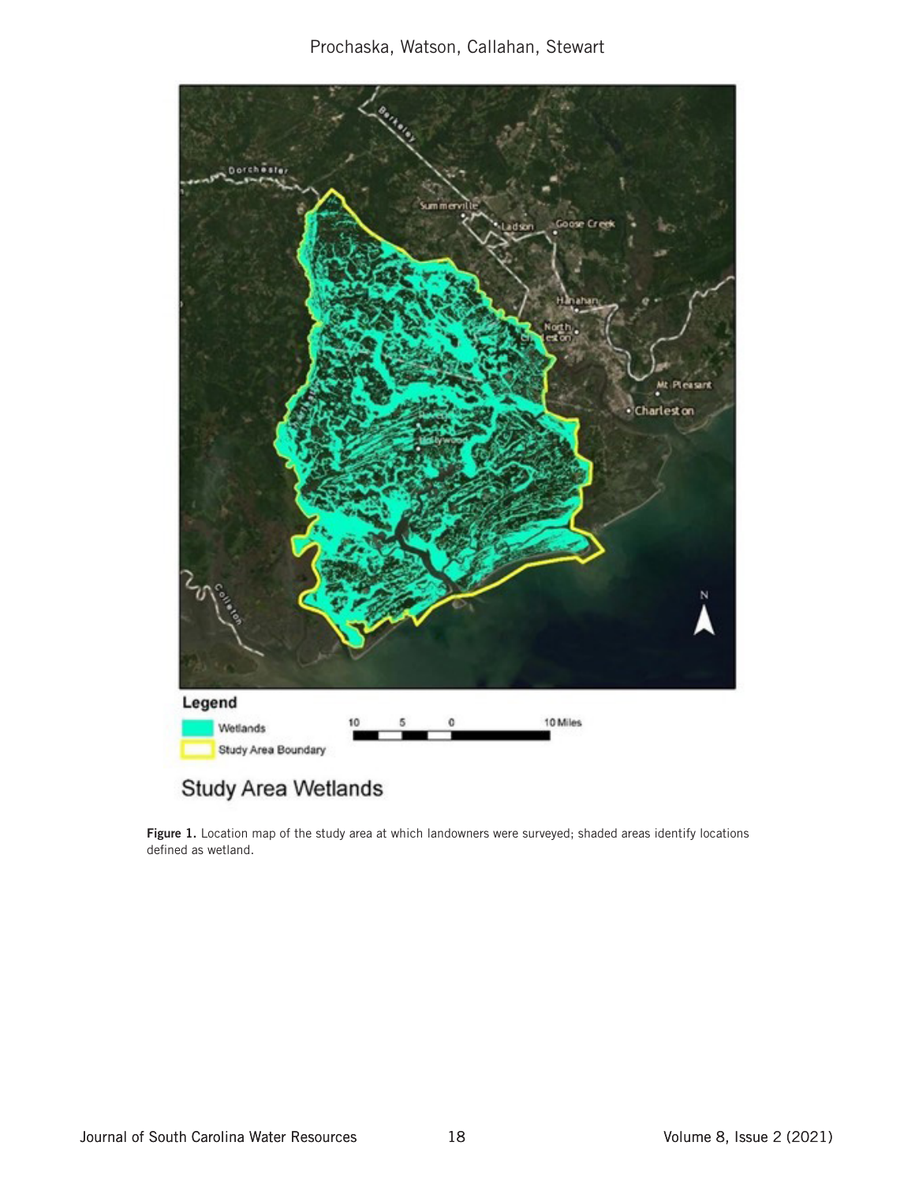**Figure 1.** Location map of the study area at which landowners were surveyed; shaded areas identify locations defined as wetland.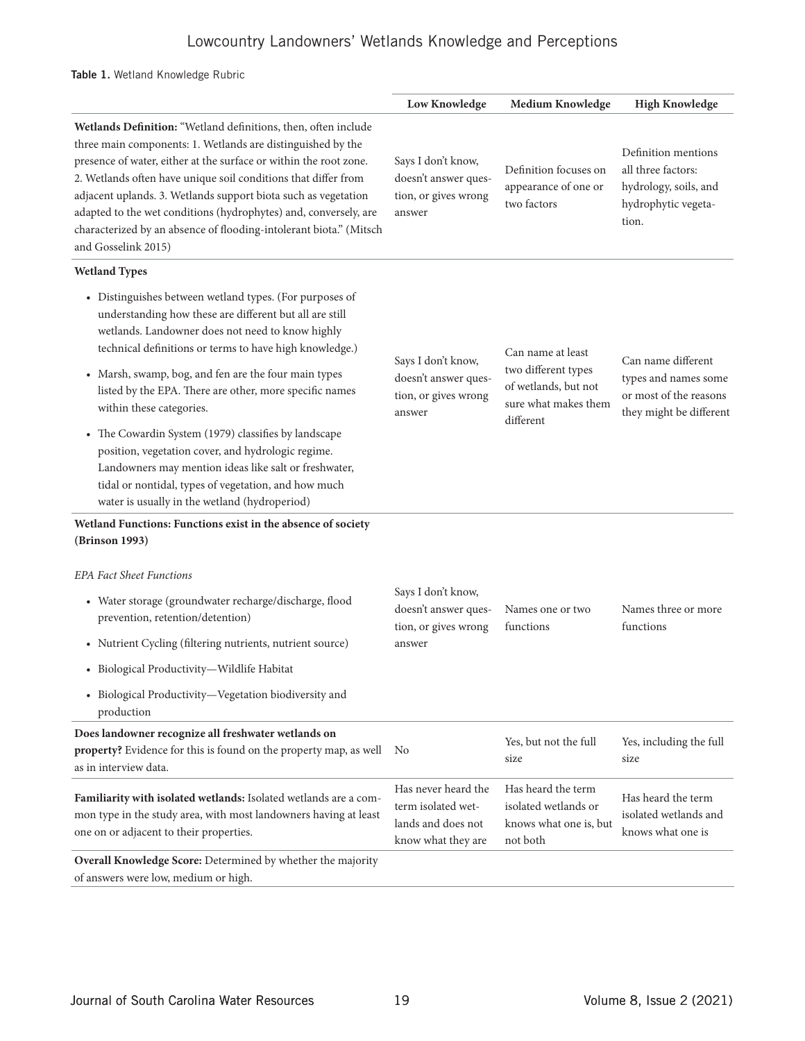**Table 1.** Wetland Knowledge Rubric

| | Low Knowledge | Medium Knowledge | High Knowledge |
|---|---|---|---|
| **Wetlands Definition:** "Wetland definitions, then, often include three main components: 1. Wetlands are distinguished by the presence of water, either at the surface or within the root zone. 2. Wetlands often have unique soil conditions that differ from adjacent uplands. 3. Wetlands support biota such as vegetation adapted to the wet conditions (hydrophytes) and, conversely, are characterized by an absence of flooding-intolerant biota." (Mitsch and Gosselink 2015) | Says I don't know, doesn't answer question, or gives wrong answer | Definition focuses on appearance of one or two factors | Definition mentions all three factors: hydrology, soils, and hydrophytic vegetation. |
| **Wetland Types**<br>• Distinguishes between wetland types. (For purposes of understanding how these are different but all are still wetlands. Landowner does not need to know highly technical definitions or terms to have high knowledge.)<br>• Marsh, swamp, bog, and fen are the four main types listed by the EPA. There are other, more specific names within these categories.<br>• The Cowardin System (1979) classifies by landscape position, vegetation cover, and hydrologic regime. Landowners may mention ideas like salt or freshwater, tidal or nontidal, types of vegetation, and how much water is usually in the wetland (hydroperiod) | Says I don't know, doesn't answer question, or gives wrong answer | Can name at least two different types of wetlands, but not sure what makes them different | Can name different types and names some or most of the reasons they might be different |
| **Wetland Functions: Functions exist in the absence of society (Brinson 1993)**<br>*EPA Fact Sheet Functions*<br>• Water storage (groundwater recharge/discharge, flood prevention, retention/detention)<br>• Nutrient Cycling (filtering nutrients, nutrient source)<br>• Biological Productivity—Wildlife Habitat<br>• Biological Productivity—Vegetation biodiversity and production | Says I don't know, doesn't answer question, or gives wrong answer | Names one or two functions | Names three or more functions |
| **Does landowner recognize all freshwater wetlands on property?** Evidence for this is found on the property map, as well as in interview data. | No | Yes, but not the full size | Yes, including the full size |
| **Familiarity with isolated wetlands:** Isolated wetlands are a common type in the study area, with most landowners having at least one on or adjacent to their properties. | Has never heard the term isolated wetlands and does not know what they are | Has heard the term isolated wetlands or knows what one is, but not both | Has heard the term isolated wetlands and knows what one is |
| **Overall Knowledge Score:** Determined by whether the majority of answers were low, medium or high. | | | |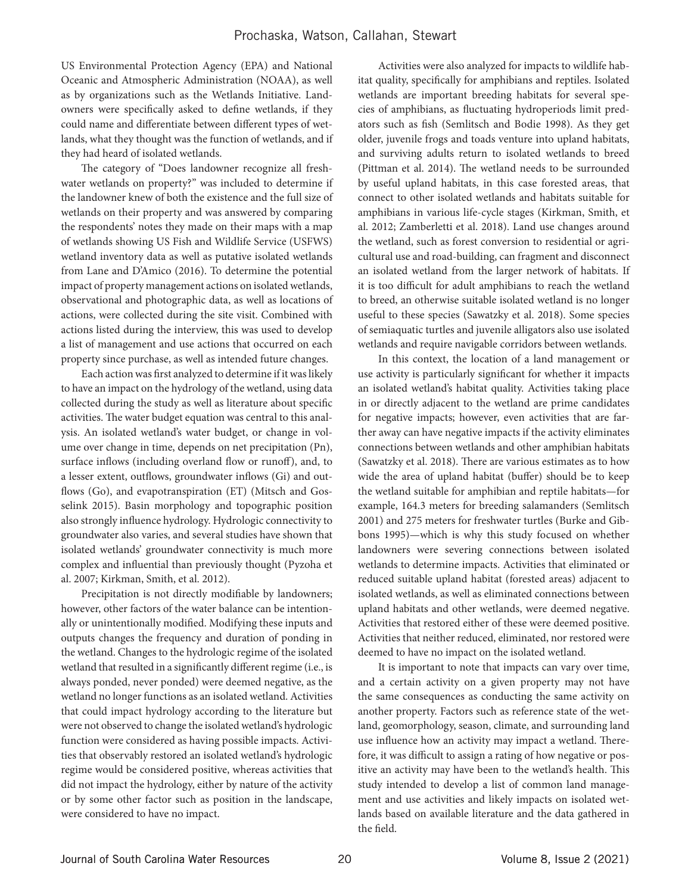US Environmental Protection Agency (EPA) and National Oceanic and Atmospheric Administration (NOAA), as well as by organizations such as the Wetlands Initiative. Landowners were specifically asked to define wetlands, if they could name and differentiate between different types of wetlands, what they thought was the function of wetlands, and if they had heard of isolated wetlands.

The category of "Does landowner recognize all freshwater wetlands on property?" was included to determine if the landowner knew of both the existence and the full size of wetlands on their property and was answered by comparing the respondents' notes they made on their maps with a map of wetlands showing US Fish and Wildlife Service (USFWS) wetland inventory data as well as putative isolated wetlands from Lane and D'Amico (2016). To determine the potential impact of property management actions on isolated wetlands, observational and photographic data, as well as locations of actions, were collected during the site visit. Combined with actions listed during the interview, this was used to develop a list of management and use actions that occurred on each property since purchase, as well as intended future changes.

Each action was first analyzed to determine if it was likely to have an impact on the hydrology of the wetland, using data collected during the study as well as literature about specific activities. The water budget equation was central to this analysis. An isolated wetland's water budget, or change in volume over change in time, depends on net precipitation (Pn), surface inflows (including overland flow or runoff), and, to a lesser extent, outflows, groundwater inflows (Gi) and outflows (Go), and evapotranspiration (ET) (Mitsch and Gosselink 2015). Basin morphology and topographic position also strongly influence hydrology. Hydrologic connectivity to groundwater also varies, and several studies have shown that isolated wetlands' groundwater connectivity is much more complex and influential than previously thought (Pyzoha et al. 2007; Kirkman, Smith, et al. 2012).

Precipitation is not directly modifiable by landowners; however, other factors of the water balance can be intentionally or unintentionally modified. Modifying these inputs and outputs changes the frequency and duration of ponding in the wetland. Changes to the hydrologic regime of the isolated wetland that resulted in a significantly different regime (i.e., is always ponded, never ponded) were deemed negative, as the wetland no longer functions as an isolated wetland. Activities that could impact hydrology according to the literature but were not observed to change the isolated wetland's hydrologic function were considered as having possible impacts. Activities that observably restored an isolated wetland's hydrologic regime would be considered positive, whereas activities that did not impact the hydrology, either by nature of the activity or by some other factor such as position in the landscape, were considered to have no impact.

Activities were also analyzed for impacts to wildlife habitat quality, specifically for amphibians and reptiles. Isolated wetlands are important breeding habitats for several species of amphibians, as fluctuating hydroperiods limit predators such as fish (Semlitsch and Bodie 1998). As they get older, juvenile frogs and toads venture into upland habitats, and surviving adults return to isolated wetlands to breed (Pittman et al. 2014). The wetland needs to be surrounded by useful upland habitats, in this case forested areas, that connect to other isolated wetlands and habitats suitable for amphibians in various life-cycle stages (Kirkman, Smith, et al. 2012; Zamberletti et al. 2018). Land use changes around the wetland, such as forest conversion to residential or agricultural use and road-building, can fragment and disconnect an isolated wetland from the larger network of habitats. If it is too difficult for adult amphibians to reach the wetland to breed, an otherwise suitable isolated wetland is no longer useful to these species (Sawatzky et al. 2018). Some species of semiaquatic turtles and juvenile alligators also use isolated wetlands and require navigable corridors between wetlands.

In this context, the location of a land management or use activity is particularly significant for whether it impacts an isolated wetland's habitat quality. Activities taking place in or directly adjacent to the wetland are prime candidates for negative impacts; however, even activities that are farther away can have negative impacts if the activity eliminates connections between wetlands and other amphibian habitats (Sawatzky et al. 2018). There are various estimates as to how wide the area of upland habitat (buffer) should be to keep the wetland suitable for amphibian and reptile habitats—for example, 164.3 meters for breeding salamanders (Semlitsch 2001) and 275 meters for freshwater turtles (Burke and Gibbons 1995)—which is why this study focused on whether landowners were severing connections between isolated wetlands to determine impacts. Activities that eliminated or reduced suitable upland habitat (forested areas) adjacent to isolated wetlands, as well as eliminated connections between upland habitats and other wetlands, were deemed negative. Activities that restored either of these were deemed positive. Activities that neither reduced, eliminated, nor restored were deemed to have no impact on the isolated wetland.

It is important to note that impacts can vary over time, and a certain activity on a given property may not have the same consequences as conducting the same activity on another property. Factors such as reference state of the wetland, geomorphology, season, climate, and surrounding land use influence how an activity may impact a wetland. Therefore, it was difficult to assign a rating of how negative or positive an activity may have been to the wetland's health. This study intended to develop a list of common land management and use activities and likely impacts on isolated wetlands based on available literature and the data gathered in the field.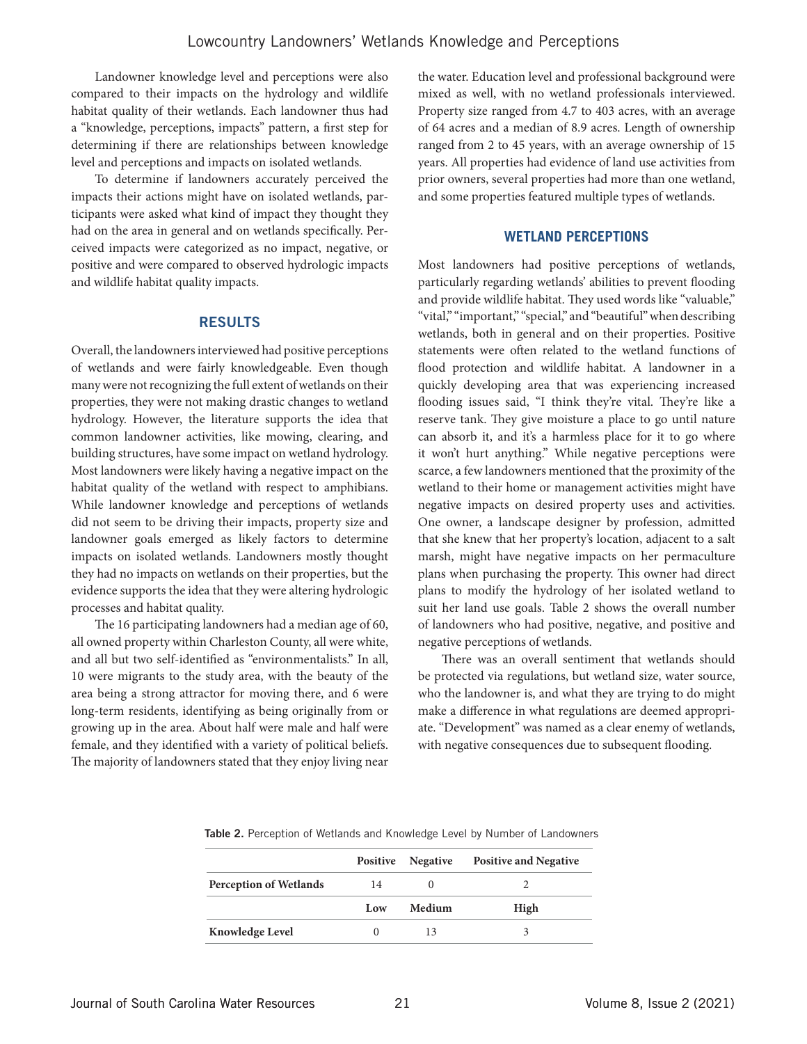Landowner knowledge level and perceptions were also compared to their impacts on the hydrology and wildlife habitat quality of their wetlands. Each landowner thus had a "knowledge, perceptions, impacts" pattern, a first step for determining if there are relationships between knowledge level and perceptions and impacts on isolated wetlands.

To determine if landowners accurately perceived the impacts their actions might have on isolated wetlands, participants were asked what kind of impact they thought they had on the area in general and on wetlands specifically. Perceived impacts were categorized as no impact, negative, or positive and were compared to observed hydrologic impacts and wildlife habitat quality impacts.

## RESULTS

Overall, the landowners interviewed had positive perceptions of wetlands and were fairly knowledgeable. Even though many were not recognizing the full extent of wetlands on their properties, they were not making drastic changes to wetland hydrology. However, the literature supports the idea that common landowner activities, like mowing, clearing, and building structures, have some impact on wetland hydrology. Most landowners were likely having a negative impact on the habitat quality of the wetland with respect to amphibians. While landowner knowledge and perceptions of wetlands did not seem to be driving their impacts, property size and landowner goals emerged as likely factors to determine impacts on isolated wetlands. Landowners mostly thought they had no impacts on wetlands on their properties, but the evidence supports the idea that they were altering hydrologic processes and habitat quality.

The 16 participating landowners had a median age of 60, all owned property within Charleston County, all were white, and all but two self-identified as "environmentalists." In all, 10 were migrants to the study area, with the beauty of the area being a strong attractor for moving there, and 6 were long-term residents, identifying as being originally from or growing up in the area. About half were male and half were female, and they identified with a variety of political beliefs. The majority of landowners stated that they enjoy living near the water. Education level and professional background were mixed as well, with no wetland professionals interviewed. Property size ranged from 4.7 to 403 acres, with an average of 64 acres and a median of 8.9 acres. Length of ownership ranged from 2 to 45 years, with an average ownership of 15 years. All properties had evidence of land use activities from prior owners, several properties had more than one wetland, and some properties featured multiple types of wetlands.

## WETLAND PERCEPTIONS

Most landowners had positive perceptions of wetlands, particularly regarding wetlands' abilities to prevent flooding and provide wildlife habitat. They used words like "valuable," "vital," "important," "special," and "beautiful" when describing wetlands, both in general and on their properties. Positive statements were often related to the wetland functions of flood protection and wildlife habitat. A landowner in a quickly developing area that was experiencing increased flooding issues said, "I think they're vital. They're like a reserve tank. They give moisture a place to go until nature can absorb it, and it's a harmless place for it to go where it won't hurt anything." While negative perceptions were scarce, a few landowners mentioned that the proximity of the wetland to their home or management activities might have negative impacts on desired property uses and activities. One owner, a landscape designer by profession, admitted that she knew that her property's location, adjacent to a salt marsh, might have negative impacts on her permaculture plans when purchasing the property. This owner had direct plans to modify the hydrology of her isolated wetland to suit her land use goals. Table 2 shows the overall number of landowners who had positive, negative, and positive and negative perceptions of wetlands.

There was an overall sentiment that wetlands should be protected via regulations, but wetland size, water source, who the landowner is, and what they are trying to do might make a difference in what regulations are deemed appropriate. "Development" was named as a clear enemy of wetlands, with negative consequences due to subsequent flooding.

**Table 2.** Perception of Wetlands and Knowledge Level by Number of Landowners

| | **Positive** | **Negative** | **Positive and Negative** |
|---|---|---|---|
| **Perception of Wetlands** | 14 | 0 | 2 |
| | **Low** | **Medium** | **High** |
| **Knowledge Level** | 0 | 13 | 3 |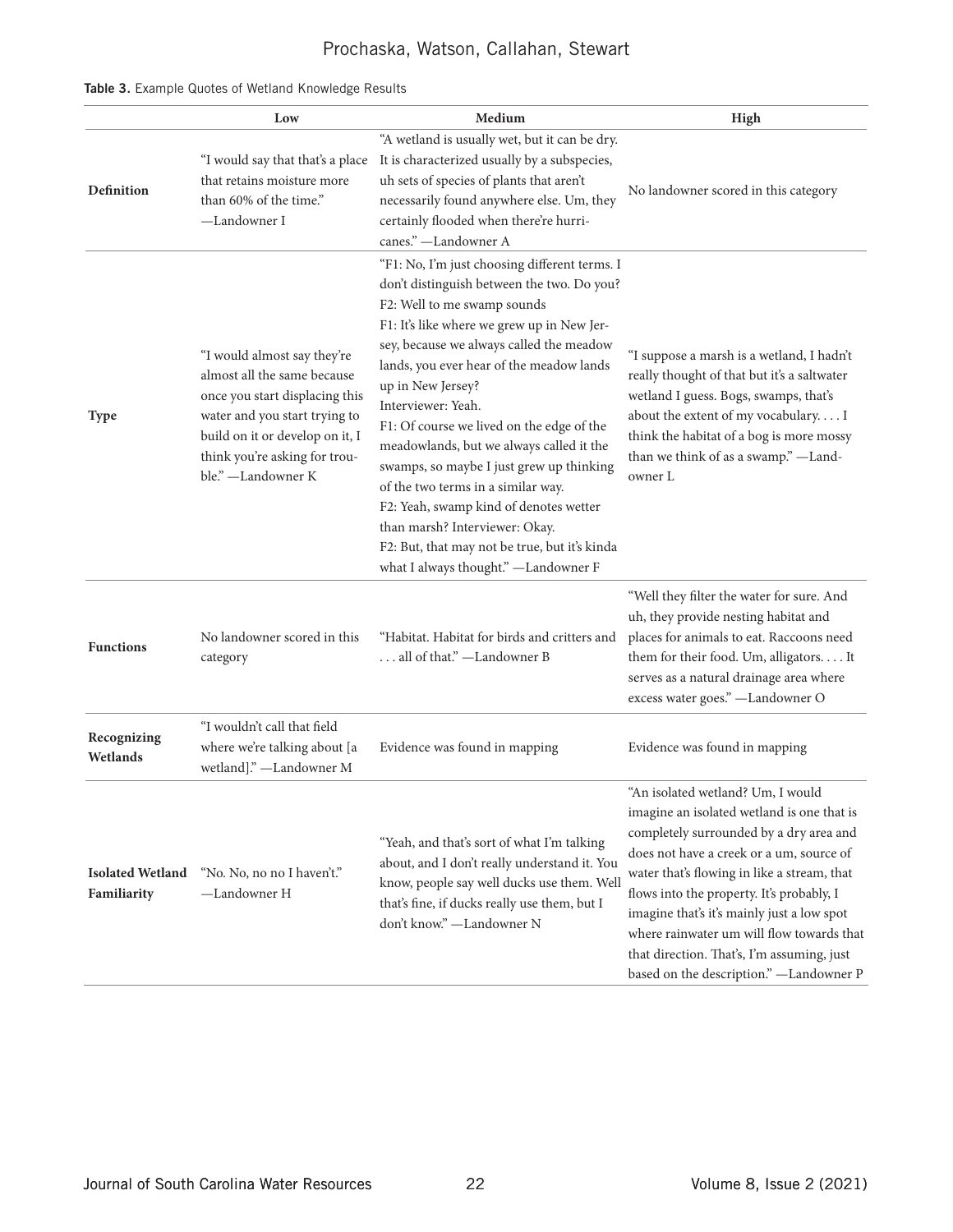**Table 3.** Example Quotes of Wetland Knowledge Results

| | Low | Medium | High |
|---|---|---|---|
| **Definition** | "I would say that that's a place that retains moisture more than 60% of the time." —Landowner I | "A wetland is usually wet, but it can be dry. It is characterized usually by a subspecies, uh sets of species of plants that aren't necessarily found anywhere else. Um, they certainly flooded when there're hurricanes." —Landowner A | No landowner scored in this category |
| **Type** | "I would almost say they're almost all the same because once you start displacing this water and you start trying to build on it or develop on it, I think you're asking for trouble." —Landowner K | "F1: No, I'm just choosing different terms. I don't distinguish between the two. Do you? F2: Well to me swamp sounds F1: It's like where we grew up in New Jersey, because we always called the meadow lands, you ever hear of the meadow lands up in New Jersey? Interviewer: Yeah. F1: Of course we lived on the edge of the meadowlands, but we always called it the swamps, so maybe I just grew up thinking of the two terms in a similar way. F2: Yeah, swamp kind of denotes wetter than marsh? Interviewer: Okay. F2: But, that may not be true, but it's kinda what I always thought." —Landowner F | "I suppose a marsh is a wetland, I hadn't really thought of that but it's a saltwater wetland I guess. Bogs, swamps, that's about the extent of my vocabulary. . . . I think the habitat of a bog is more mossy than we think of as a swamp." —Landowner L |
| **Functions** | No landowner scored in this category | "Habitat. Habitat for birds and critters and . . . all of that." —Landowner B | "Well they filter the water for sure. And uh, they provide nesting habitat and places for animals to eat. Raccoons need them for their food. Um, alligators. . . . It serves as a natural drainage area where excess water goes." —Landowner O |
| **Recognizing Wetlands** | "I wouldn't call that field where we're talking about [a wetland]." —Landowner M | Evidence was found in mapping | Evidence was found in mapping |
| **Isolated Wetland Familiarity** | "No. No, no no I haven't." —Landowner H | "Yeah, and that's sort of what I'm talking about, and I don't really understand it. You know, people say well ducks use them. Well that's fine, if ducks really use them, but I don't know." —Landowner N | "An isolated wetland? Um, I would imagine an isolated wetland is one that is completely surrounded by a dry area and does not have a creek or a um, source of water that's flowing in like a stream, that flows into the property. It's probably, I imagine that's it's mainly just a low spot where rainwater um will flow towards that that direction. That's, I'm assuming, just based on the description." —Landowner P |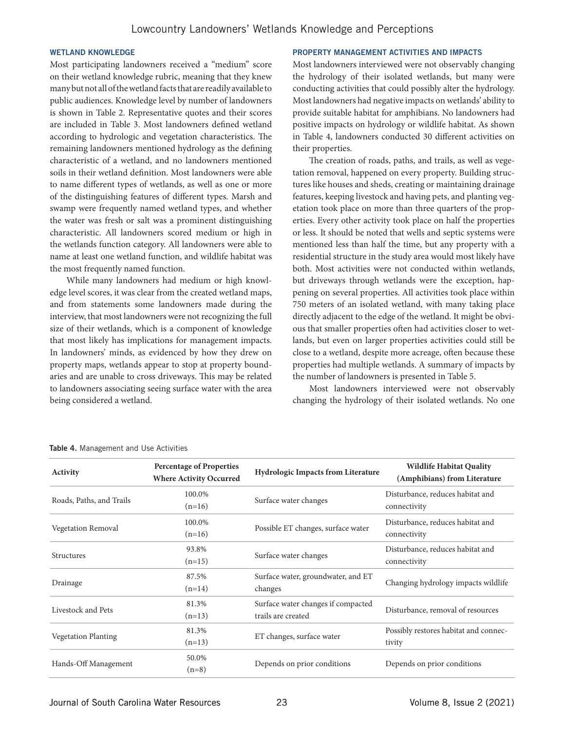## WETLAND KNOWLEDGE

Most participating landowners received a "medium" score on their wetland knowledge rubric, meaning that they knew many but not all of the wetland facts that are readily available to public audiences. Knowledge level by number of landowners is shown in Table 2. Representative quotes and their scores are included in Table 3. Most landowners defined wetland according to hydrologic and vegetation characteristics. The remaining landowners mentioned hydrology as the defining characteristic of a wetland, and no landowners mentioned soils in their wetland definition. Most landowners were able to name different types of wetlands, as well as one or more of the distinguishing features of different types. Marsh and swamp were frequently named wetland types, and whether the water was fresh or salt was a prominent distinguishing characteristic. All landowners scored medium or high in the wetlands function category. All landowners were able to name at least one wetland function, and wildlife habitat was the most frequently named function.

While many landowners had medium or high knowledge level scores, it was clear from the created wetland maps, and from statements some landowners made during the interview, that most landowners were not recognizing the full size of their wetlands, which is a component of knowledge that most likely has implications for management impacts. In landowners' minds, as evidenced by how they drew on property maps, wetlands appear to stop at property boundaries and are unable to cross driveways. This may be related to landowners associating seeing surface water with the area being considered a wetland.

## PROPERTY MANAGEMENT ACTIVITIES AND IMPACTS

Most landowners interviewed were not observably changing the hydrology of their isolated wetlands, but many were conducting activities that could possibly alter the hydrology. Most landowners had negative impacts on wetlands' ability to provide suitable habitat for amphibians. No landowners had positive impacts on hydrology or wildlife habitat. As shown in Table 4, landowners conducted 30 different activities on their properties.

The creation of roads, paths, and trails, as well as vegetation removal, happened on every property. Building structures like houses and sheds, creating or maintaining drainage features, keeping livestock and having pets, and planting vegetation took place on more than three quarters of the properties. Every other activity took place on half the properties or less. It should be noted that wells and septic systems were mentioned less than half the time, but any property with a residential structure in the study area would most likely have both. Most activities were not conducted within wetlands, but driveways through wetlands were the exception, happening on several properties. All activities took place within 750 meters of an isolated wetland, with many taking place directly adjacent to the edge of the wetland. It might be obvious that smaller properties often had activities closer to wetlands, but even on larger properties activities could still be close to a wetland, despite more acreage, often because these properties had multiple wetlands. A summary of impacts by the number of landowners is presented in Table 5.

Most landowners interviewed were not observably changing the hydrology of their isolated wetlands. No one

**Table 4.** Management and Use Activities

| Activity | Percentage of Properties Where Activity Occurred | Hydrologic Impacts from Literature | Wildlife Habitat Quality (Amphibians) from Literature |
|---|---|---|---|
| Roads, Paths, and Trails | 100.0% (n=16) | Surface water changes | Disturbance, reduces habitat and connectivity |
| Vegetation Removal | 100.0% (n=16) | Possible ET changes, surface water | Disturbance, reduces habitat and connectivity |
| Structures | 93.8% (n=15) | Surface water changes | Disturbance, reduces habitat and connectivity |
| Drainage | 87.5% (n=14) | Surface water, groundwater, and ET changes | Changing hydrology impacts wildlife |
| Livestock and Pets | 81.3% (n=13) | Surface water changes if compacted trails are created | Disturbance, removal of resources |
| Vegetation Planting | 81.3% (n=13) | ET changes, surface water | Possibly restores habitat and connectivity |
| Hands-Off Management | 50.0% (n=8) | Depends on prior conditions | Depends on prior conditions |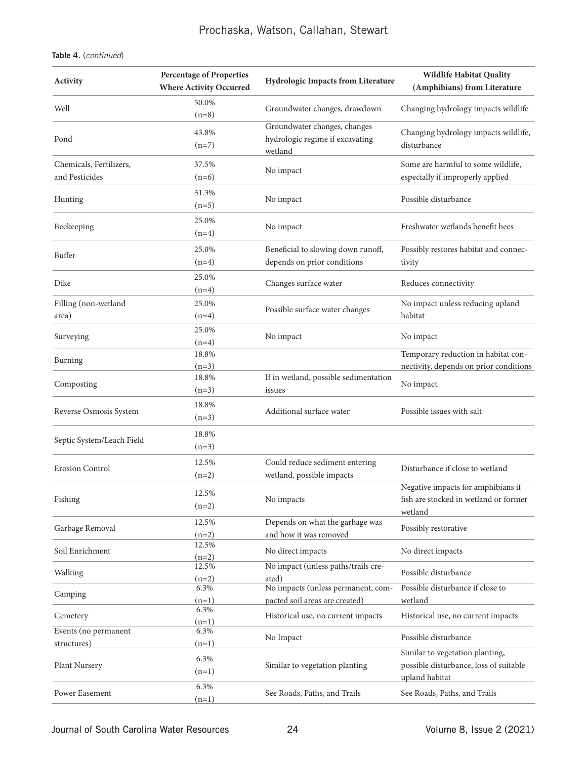**Table 4.** (*continued*)

| Activity | Percentage of Properties Where Activity Occurred | Hydrologic Impacts from Literature | Wildlife Habitat Quality (Amphibians) from Literature |
| --- | --- | --- | --- |
| Well | 50.0% (n=8) | Groundwater changes, drawdown | Changing hydrology impacts wildlife |
| Pond | 43.8% (n=7) | Groundwater changes, changes hydrologic regime if excavating wetland | Changing hydrology impacts wildlife, disturbance |
| Chemicals, Fertilizers, and Pesticides | 37.5% (n=6) | No impact | Some are harmful to some wildlife, especially if improperly applied |
| Hunting | 31.3% (n=5) | No impact | Possible disturbance |
| Beekeeping | 25.0% (n=4) | No impact | Freshwater wetlands benefit bees |
| Buffer | 25.0% (n=4) | Beneficial to slowing down runoff, depends on prior conditions | Possibly restores habitat and connectivity |
| Dike | 25.0% (n=4) | Changes surface water | Reduces connectivity |
| Filling (non-wetland area) | 25.0% (n=4) | Possible surface water changes | No impact unless reducing upland habitat |
| Surveying | 25.0% (n=4) | No impact | No impact |
| Burning | 18.8% (n=3) | | Temporary reduction in habitat connectivity, depends on prior conditions |
| Composting | 18.8% (n=3) | If in wetland, possible sedimentation issues | No impact |
| Reverse Osmosis System | 18.8% (n=3) | Additional surface water | Possible issues with salt |
| Septic System/Leach Field | 18.8% (n=3) | | |
| Erosion Control | 12.5% (n=2) | Could reduce sediment entering wetland, possible impacts | Disturbance if close to wetland |
| Fishing | 12.5% (n=2) | No impacts | Negative impacts for amphibians if fish are stocked in wetland or former wetland |
| Garbage Removal | 12.5% (n=2) | Depends on what the garbage was and how it was removed | Possibly restorative |
| Soil Enrichment | 12.5% (n=2) | No direct impacts | No direct impacts |
| Walking | 12.5% (n=2) | No impact (unless paths/trails created) | Possible disturbance |
| Camping | 6.3% (n=1) | No impacts (unless permanent, compacted soil areas are created) | Possible disturbance if close to wetland |
| Cemetery | 6.3% (n=1) | Historical use, no current impacts | Historical use, no current impacts |
| Events (no permanent structures) | 6.3% (n=1) | No Impact | Possible disturbance |
| Plant Nursery | 6.3% (n=1) | Similar to vegetation planting | Similar to vegetation planting, possible disturbance, loss of suitable upland habitat |
| Power Easement | 6.3% (n=1) | See Roads, Paths, and Trails | See Roads, Paths, and Trails |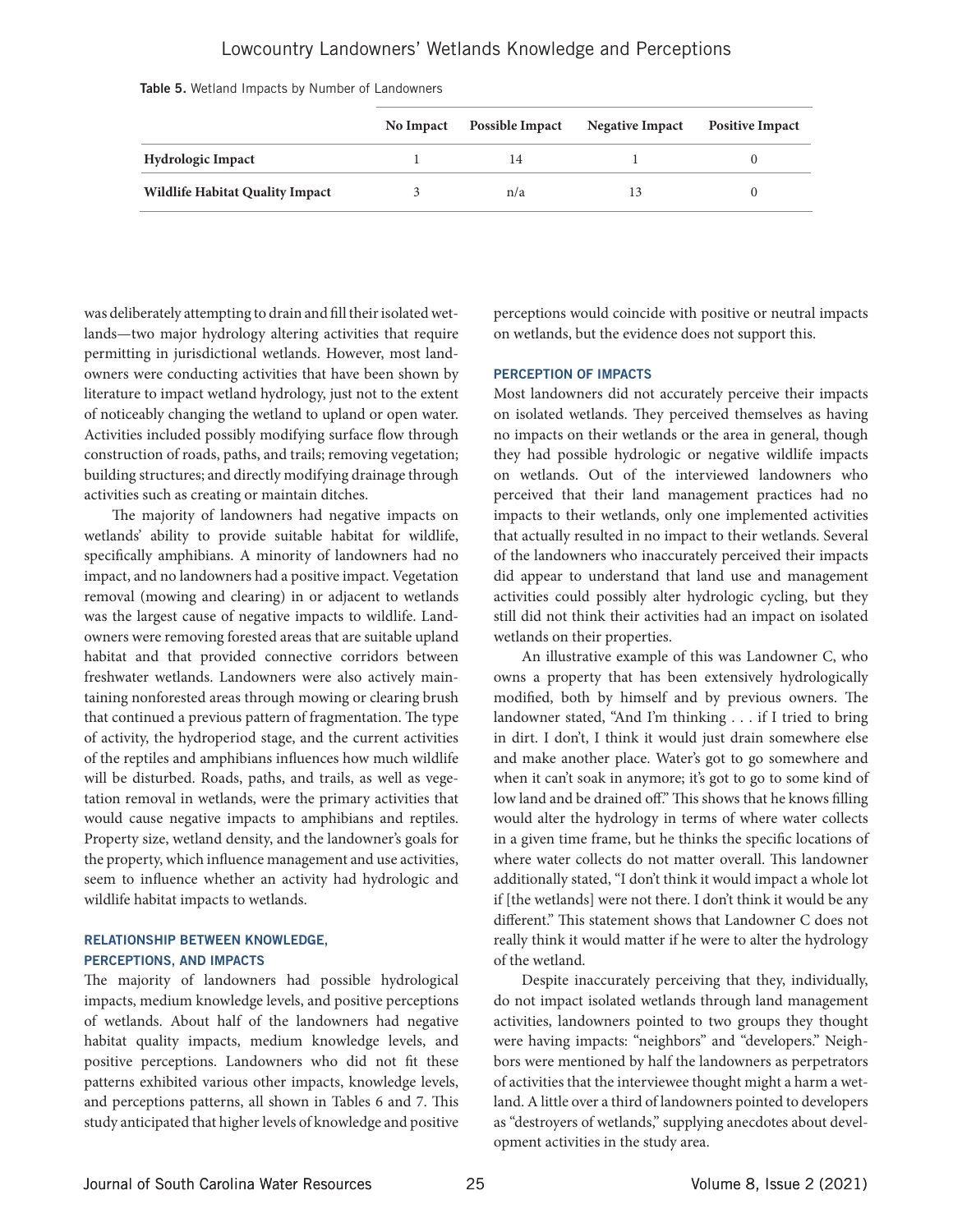**Table 5.** Wetland Impacts by Number of Landowners

| | No Impact | Possible Impact | Negative Impact | Positive Impact |
|---|---|---|---|---|
| **Hydrologic Impact** | 1 | 14 | 1 | 0 |
| **Wildlife Habitat Quality Impact** | 3 | n/a | 13 | 0 |

was deliberately attempting to drain and fill their isolated wetlands—two major hydrology altering activities that require permitting in jurisdictional wetlands. However, most landowners were conducting activities that have been shown by literature to impact wetland hydrology, just not to the extent of noticeably changing the wetland to upland or open water. Activities included possibly modifying surface flow through construction of roads, paths, and trails; removing vegetation; building structures; and directly modifying drainage through activities such as creating or maintain ditches.

The majority of landowners had negative impacts on wetlands' ability to provide suitable habitat for wildlife, specifically amphibians. A minority of landowners had no impact, and no landowners had a positive impact. Vegetation removal (mowing and clearing) in or adjacent to wetlands was the largest cause of negative impacts to wildlife. Landowners were removing forested areas that are suitable upland habitat and that provided connective corridors between freshwater wetlands. Landowners were also actively maintaining nonforested areas through mowing or clearing brush that continued a previous pattern of fragmentation. The type of activity, the hydroperiod stage, and the current activities of the reptiles and amphibians influences how much wildlife will be disturbed. Roads, paths, and trails, as well as vegetation removal in wetlands, were the primary activities that would cause negative impacts to amphibians and reptiles. Property size, wetland density, and the landowner's goals for the property, which influence management and use activities, seem to influence whether an activity had hydrologic and wildlife habitat impacts to wetlands.

### RELATIONSHIP BETWEEN KNOWLEDGE, PERCEPTIONS, AND IMPACTS

The majority of landowners had possible hydrological impacts, medium knowledge levels, and positive perceptions of wetlands. About half of the landowners had negative habitat quality impacts, medium knowledge levels, and positive perceptions. Landowners who did not fit these patterns exhibited various other impacts, knowledge levels, and perceptions patterns, all shown in Tables 6 and 7. This study anticipated that higher levels of knowledge and positive perceptions would coincide with positive or neutral impacts on wetlands, but the evidence does not support this.

### PERCEPTION OF IMPACTS

Most landowners did not accurately perceive their impacts on isolated wetlands. They perceived themselves as having no impacts on their wetlands or the area in general, though they had possible hydrologic or negative wildlife impacts on wetlands. Out of the interviewed landowners who perceived that their land management practices had no impacts to their wetlands, only one implemented activities that actually resulted in no impact to their wetlands. Several of the landowners who inaccurately perceived their impacts did appear to understand that land use and management activities could possibly alter hydrologic cycling, but they still did not think their activities had an impact on isolated wetlands on their properties.

An illustrative example of this was Landowner C, who owns a property that has been extensively hydrologically modified, both by himself and by previous owners. The landowner stated, "And I'm thinking . . . if I tried to bring in dirt. I don't, I think it would just drain somewhere else and make another place. Water's got to go somewhere and when it can't soak in anymore; it's got to go to some kind of low land and be drained off." This shows that he knows filling would alter the hydrology in terms of where water collects in a given time frame, but he thinks the specific locations of where water collects do not matter overall. This landowner additionally stated, "I don't think it would impact a whole lot if [the wetlands] were not there. I don't think it would be any different." This statement shows that Landowner C does not really think it would matter if he were to alter the hydrology of the wetland.

Despite inaccurately perceiving that they, individually, do not impact isolated wetlands through land management activities, landowners pointed to two groups they thought were having impacts: "neighbors" and "developers." Neighbors were mentioned by half the landowners as perpetrators of activities that the interviewee thought might a harm a wetland. A little over a third of landowners pointed to developers as "destroyers of wetlands," supplying anecdotes about development activities in the study area.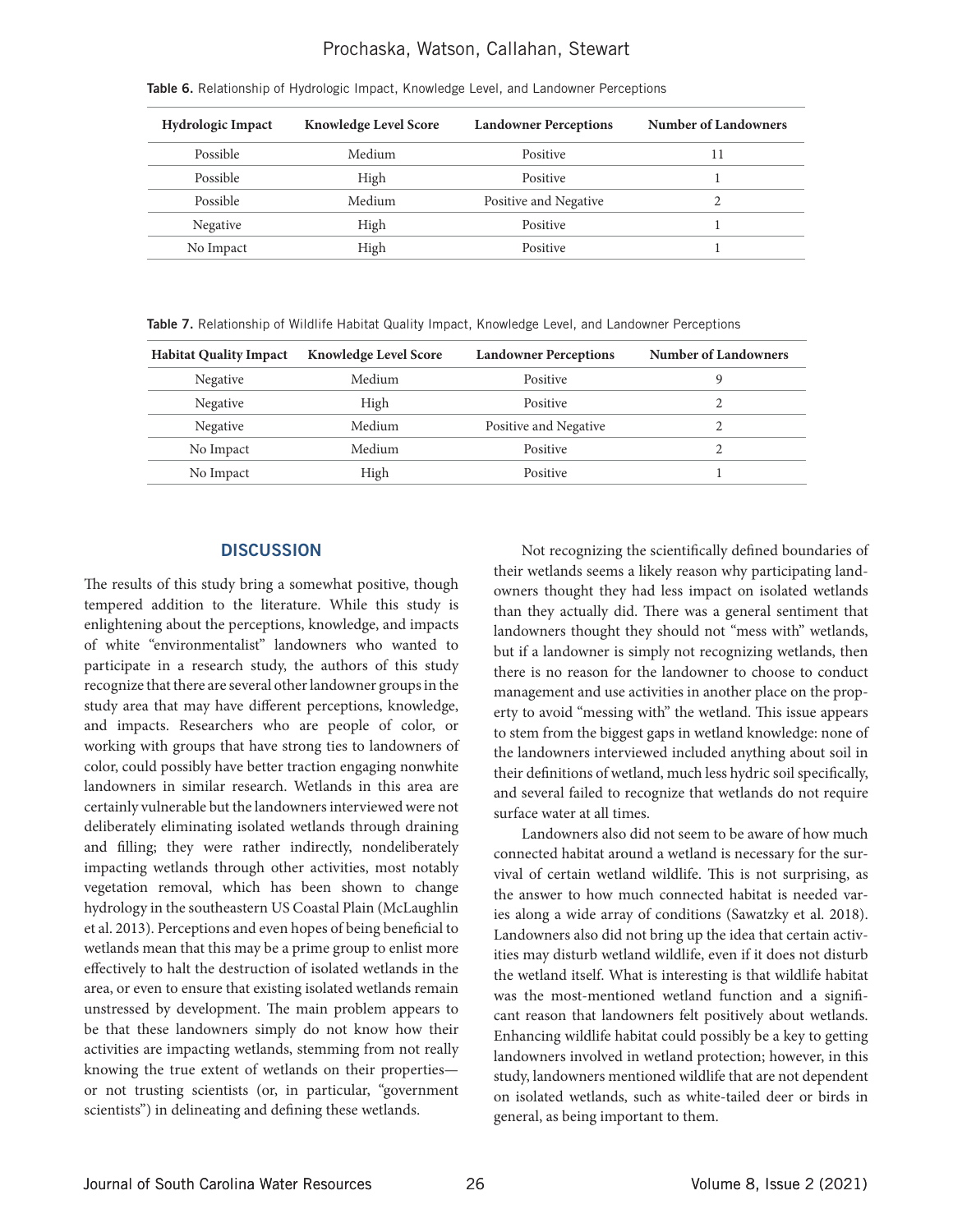**Table 6.** Relationship of Hydrologic Impact, Knowledge Level, and Landowner Perceptions

| Hydrologic Impact | Knowledge Level Score | Landowner Perceptions | Number of Landowners |
|---|---|---|---|
| Possible | Medium | Positive | 11 |
| Possible | High | Positive | 1 |
| Possible | Medium | Positive and Negative | 2 |
| Negative | High | Positive | 1 |
| No Impact | High | Positive | 1 |

**Table 7.** Relationship of Wildlife Habitat Quality Impact, Knowledge Level, and Landowner Perceptions

| Habitat Quality Impact | Knowledge Level Score | Landowner Perceptions | Number of Landowners |
|---|---|---|---|
| Negative | Medium | Positive | 9 |
| Negative | High | Positive | 2 |
| Negative | Medium | Positive and Negative | 2 |
| No Impact | Medium | Positive | 2 |
| No Impact | High | Positive | 1 |

## DISCUSSION

The results of this study bring a somewhat positive, though tempered addition to the literature. While this study is enlightening about the perceptions, knowledge, and impacts of white "environmentalist" landowners who wanted to participate in a research study, the authors of this study recognize that there are several other landowner groups in the study area that may have different perceptions, knowledge, and impacts. Researchers who are people of color, or working with groups that have strong ties to landowners of color, could possibly have better traction engaging nonwhite landowners in similar research. Wetlands in this area are certainly vulnerable but the landowners interviewed were not deliberately eliminating isolated wetlands through draining and filling; they were rather indirectly, nondeliberately impacting wetlands through other activities, most notably vegetation removal, which has been shown to change hydrology in the southeastern US Coastal Plain (McLaughlin et al. 2013). Perceptions and even hopes of being beneficial to wetlands mean that this may be a prime group to enlist more effectively to halt the destruction of isolated wetlands in the area, or even to ensure that existing isolated wetlands remain unstressed by development. The main problem appears to be that these landowners simply do not know how their activities are impacting wetlands, stemming from not really knowing the true extent of wetlands on their properties—or not trusting scientists (or, in particular, "government scientists") in delineating and defining these wetlands.

Not recognizing the scientifically defined boundaries of their wetlands seems a likely reason why participating landowners thought they had less impact on isolated wetlands than they actually did. There was a general sentiment that landowners thought they should not "mess with" wetlands, but if a landowner is simply not recognizing wetlands, then there is no reason for the landowner to choose to conduct management and use activities in another place on the property to avoid "messing with" the wetland. This issue appears to stem from the biggest gaps in wetland knowledge: none of the landowners interviewed included anything about soil in their definitions of wetland, much less hydric soil specifically, and several failed to recognize that wetlands do not require surface water at all times.

Landowners also did not seem to be aware of how much connected habitat around a wetland is necessary for the survival of certain wetland wildlife. This is not surprising, as the answer to how much connected habitat is needed varies along a wide array of conditions (Sawatzky et al. 2018). Landowners also did not bring up the idea that certain activities may disturb wetland wildlife, even if it does not disturb the wetland itself. What is interesting is that wildlife habitat was the most-mentioned wetland function and a significant reason that landowners felt positively about wetlands. Enhancing wildlife habitat could possibly be a key to getting landowners involved in wetland protection; however, in this study, landowners mentioned wildlife that are not dependent on isolated wetlands, such as white-tailed deer or birds in general, as being important to them.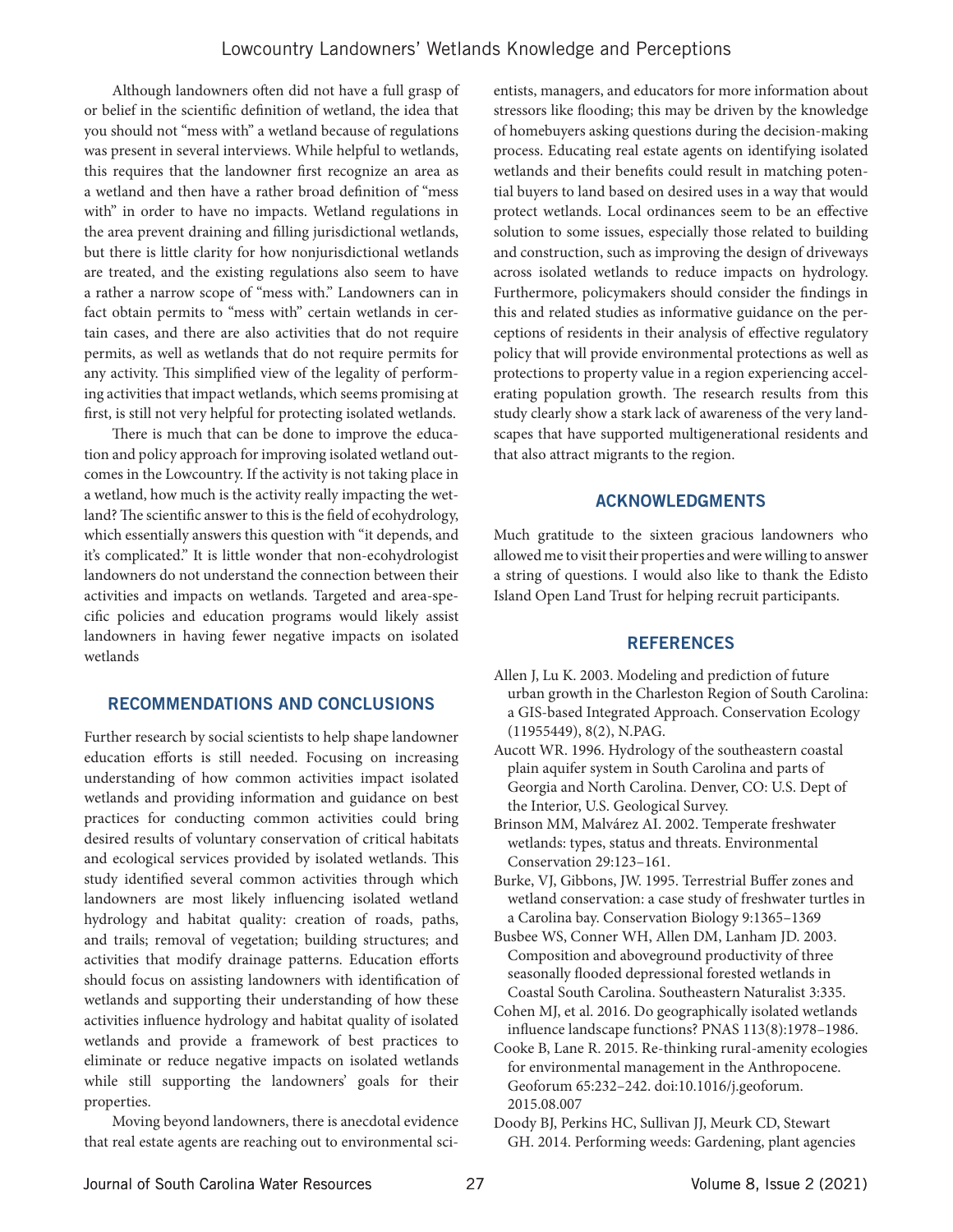Although landowners often did not have a full grasp of or belief in the scientific definition of wetland, the idea that you should not "mess with" a wetland because of regulations was present in several interviews. While helpful to wetlands, this requires that the landowner first recognize an area as a wetland and then have a rather broad definition of "mess with" in order to have no impacts. Wetland regulations in the area prevent draining and filling jurisdictional wetlands, but there is little clarity for how nonjurisdictional wetlands are treated, and the existing regulations also seem to have a rather a narrow scope of "mess with." Landowners can in fact obtain permits to "mess with" certain wetlands in certain cases, and there are also activities that do not require permits, as well as wetlands that do not require permits for any activity. This simplified view of the legality of performing activities that impact wetlands, which seems promising at first, is still not very helpful for protecting isolated wetlands.

There is much that can be done to improve the education and policy approach for improving isolated wetland outcomes in the Lowcountry. If the activity is not taking place in a wetland, how much is the activity really impacting the wetland? The scientific answer to this is the field of ecohydrology, which essentially answers this question with "it depends, and it's complicated." It is little wonder that non-ecohydrologist landowners do not understand the connection between their activities and impacts on wetlands. Targeted and area-specific policies and education programs would likely assist landowners in having fewer negative impacts on isolated wetlands

## RECOMMENDATIONS AND CONCLUSIONS

Further research by social scientists to help shape landowner education efforts is still needed. Focusing on increasing understanding of how common activities impact isolated wetlands and providing information and guidance on best practices for conducting common activities could bring desired results of voluntary conservation of critical habitats and ecological services provided by isolated wetlands. This study identified several common activities through which landowners are most likely influencing isolated wetland hydrology and habitat quality: creation of roads, paths, and trails; removal of vegetation; building structures; and activities that modify drainage patterns. Education efforts should focus on assisting landowners with identification of wetlands and supporting their understanding of how these activities influence hydrology and habitat quality of isolated wetlands and provide a framework of best practices to eliminate or reduce negative impacts on isolated wetlands while still supporting the landowners' goals for their properties.

Moving beyond landowners, there is anecdotal evidence that real estate agents are reaching out to environmental scientists, managers, and educators for more information about stressors like flooding; this may be driven by the knowledge of homebuyers asking questions during the decision-making process. Educating real estate agents on identifying isolated wetlands and their benefits could result in matching potential buyers to land based on desired uses in a way that would protect wetlands. Local ordinances seem to be an effective solution to some issues, especially those related to building and construction, such as improving the design of driveways across isolated wetlands to reduce impacts on hydrology. Furthermore, policymakers should consider the findings in this and related studies as informative guidance on the perceptions of residents in their analysis of effective regulatory policy that will provide environmental protections as well as protections to property value in a region experiencing accelerating population growth. The research results from this study clearly show a stark lack of awareness of the very landscapes that have supported multigenerational residents and that also attract migrants to the region.

## ACKNOWLEDGMENTS

Much gratitude to the sixteen gracious landowners who allowed me to visit their properties and were willing to answer a string of questions. I would also like to thank the Edisto Island Open Land Trust for helping recruit participants.

## REFERENCES

Allen J, Lu K. 2003. Modeling and prediction of future urban growth in the Charleston Region of South Carolina: a GIS-based Integrated Approach. Conservation Ecology (11955449), 8(2), N.PAG.

Aucott WR. 1996. Hydrology of the southeastern coastal plain aquifer system in South Carolina and parts of Georgia and North Carolina. Denver, CO: U.S. Dept of the Interior, U.S. Geological Survey.

Brinson MM, Malvárez AI. 2002. Temperate freshwater wetlands: types, status and threats. Environmental Conservation 29:123–161.

Burke, VJ, Gibbons, JW. 1995. Terrestrial Buffer zones and wetland conservation: a case study of freshwater turtles in a Carolina bay. Conservation Biology 9:1365–1369

Busbee WS, Conner WH, Allen DM, Lanham JD. 2003. Composition and aboveground productivity of three seasonally flooded depressional forested wetlands in Coastal South Carolina. Southeastern Naturalist 3:335.

Cohen MJ, et al. 2016. Do geographically isolated wetlands influence landscape functions? PNAS 113(8):1978–1986.

Cooke B, Lane R. 2015. Re-thinking rural-amenity ecologies for environmental management in the Anthropocene. Geoforum 65:232–242. doi:10.1016/j.geoforum.2015.08.007

Doody BJ, Perkins HC, Sullivan JJ, Meurk CD, Stewart GH. 2014. Performing weeds: Gardening, plant agencies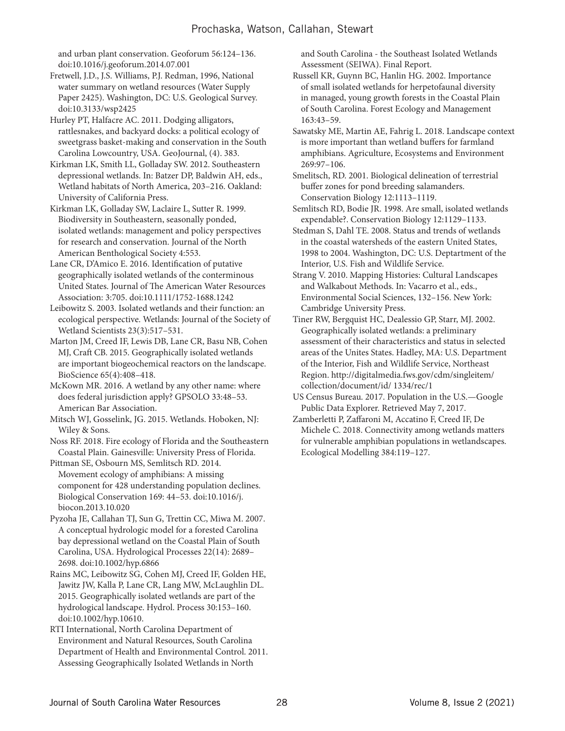and urban plant conservation. Geoforum 56:124–136. doi:10.1016/j.geoforum.2014.07.001

Fretwell, J.D., J.S. Williams, P.J. Redman, 1996, National water summary on wetland resources (Water Supply Paper 2425). Washington, DC: U.S. Geological Survey. doi:10.3133/wsp2425

Hurley PT, Halfacre AC. 2011. Dodging alligators, rattlesnakes, and backyard docks: a political ecology of sweetgrass basket-making and conservation in the South Carolina Lowcountry, USA. GeoJournal, (4). 383.

Kirkman LK, Smith LL, Golladay SW. 2012. Southeastern depressional wetlands. In: Batzer DP, Baldwin AH, eds., Wetland habitats of North America, 203–216. Oakland: University of California Press.

Kirkman LK, Golladay SW, Laclaire L, Sutter R. 1999. Biodiversity in Southeastern, seasonally ponded, isolated wetlands: management and policy perspectives for research and conservation. Journal of the North American Benthological Society 4:553.

Lane CR, D'Amico E. 2016. Identification of putative geographically isolated wetlands of the conterminous United States. Journal of The American Water Resources Association: 3:705. doi:10.1111/1752-1688.1242

Leibowitz S. 2003. Isolated wetlands and their function: an ecological perspective. Wetlands: Journal of the Society of Wetland Scientists 23(3):517–531.

Marton JM, Creed IF, Lewis DB, Lane CR, Basu NB, Cohen MJ, Craft CB. 2015. Geographically isolated wetlands are important biogeochemical reactors on the landscape. BioScience 65(4):408–418.

McKown MR. 2016. A wetland by any other name: where does federal jurisdiction apply? GPSOLO 33:48–53. American Bar Association.

Mitsch WJ, Gosselink, JG. 2015. Wetlands. Hoboken, NJ: Wiley & Sons.

Noss RF. 2018. Fire ecology of Florida and the Southeastern Coastal Plain. Gainesville: University Press of Florida.

Pittman SE, Osbourn MS, Semlitsch RD. 2014. Movement ecology of amphibians: A missing component for 428 understanding population declines. Biological Conservation 169: 44–53. doi:10.1016/j.biocon.2013.10.020

Pyzoha JE, Callahan TJ, Sun G, Trettin CC, Miwa M. 2007. A conceptual hydrologic model for a forested Carolina bay depressional wetland on the Coastal Plain of South Carolina, USA. Hydrological Processes 22(14): 2689–2698. doi:10.1002/hyp.6866

Rains MC, Leibowitz SG, Cohen MJ, Creed IF, Golden HE, Jawitz JW, Kalla P, Lane CR, Lang MW, McLaughlin DL. 2015. Geographically isolated wetlands are part of the hydrological landscape. Hydrol. Process 30:153–160. doi:10.1002/hyp.10610.

RTI International, North Carolina Department of Environment and Natural Resources, South Carolina Department of Health and Environmental Control. 2011. Assessing Geographically Isolated Wetlands in North and South Carolina - the Southeast Isolated Wetlands Assessment (SEIWA). Final Report.

Russell KR, Guynn BC, Hanlin HG. 2002. Importance of small isolated wetlands for herpetofaunal diversity in managed, young growth forests in the Coastal Plain of South Carolina. Forest Ecology and Management 163:43–59.

Sawatsky ME, Martin AE, Fahrig L. 2018. Landscape context is more important than wetland buffers for farmland amphibians. Agriculture, Ecosystems and Environment 269:97–106.

Smelitsch, RD. 2001. Biological delineation of terrestrial buffer zones for pond breeding salamanders. Conservation Biology 12:1113–1119.

Semlitsch RD, Bodie JR. 1998. Are small, isolated wetlands expendable?. Conservation Biology 12:1129–1133.

Stedman S, Dahl TE. 2008. Status and trends of wetlands in the coastal watersheds of the eastern United States, 1998 to 2004. Washington, DC: U.S. Deptartment of the Interior, U.S. Fish and Wildlife Service.

Strang V. 2010. Mapping Histories: Cultural Landscapes and Walkabout Methods. In: Vacarro et al., eds., Environmental Social Sciences, 132–156. New York: Cambridge University Press.

Tiner RW, Bergquist HC, Dealessio GP, Starr, MJ. 2002. Geographically isolated wetlands: a preliminary assessment of their characteristics and status in selected areas of the Unites States. Hadley, MA: U.S. Department of the Interior, Fish and Wildlife Service, Northeast Region. http://digitalmedia.fws.gov/cdm/singleitem/collection/document/id/ 1334/rec/1

US Census Bureau. 2017. Population in the U.S.—Google Public Data Explorer. Retrieved May 7, 2017.

Zamberletti P, Zaffaroni M, Accatino F, Creed IF, De Michele C. 2018. Connectivity among wetlands matters for vulnerable amphibian populations in wetlandscapes. Ecological Modelling 384:119–127.